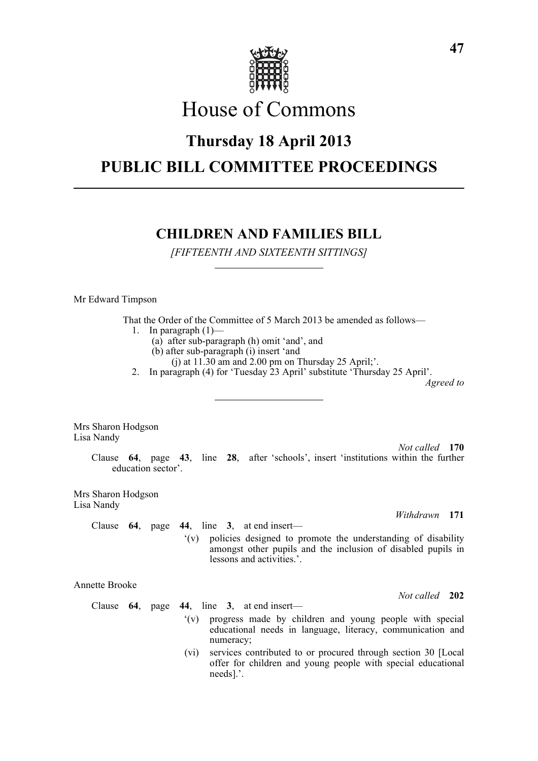# House of Commons

## Thursday 18 April 2013

## PUBLIC BILL COMMITTEE PROCEEDINGS

### CHILDREN AND FAMILIES BILL

*[FIFTEENTH AND SIXTEENTH SITTINGS]*

Mr Edward Timpson

That the Order of the Committee of 5 March 2013 be amended as follows—

1. In paragraph (1)—
   (a) after sub-paragraph (h) omit 'and', and
   (b) after sub-paragraph (i) insert 'and
      (j) at 11.30 am and 2.00 pm on Thursday 25 April;'.
2. In paragraph (4) for 'Tuesday 23 April' substitute 'Thursday 25 April'.

*Agreed to*

Mrs Sharon Hodgson
Lisa Nandy

*Not called* **170**

Clause **64**, page **43**, line **28**, after 'schools', insert 'institutions within the further education sector'.

Mrs Sharon Hodgson
Lisa Nandy

*Withdrawn* **171**

Clause **64**, page **44**, line **3**, at end insert—

'(v) policies designed to promote the understanding of disability amongst other pupils and the inclusion of disabled pupils in lessons and activities.'.

Annette Brooke

*Not called* **202**

Clause **64**, page **44**, line **3**, at end insert—

'(v) progress made by children and young people with special educational needs in language, literacy, communication and numeracy;

(vi) services contributed to or procured through section 30 [Local offer for children and young people with special educational needs].'.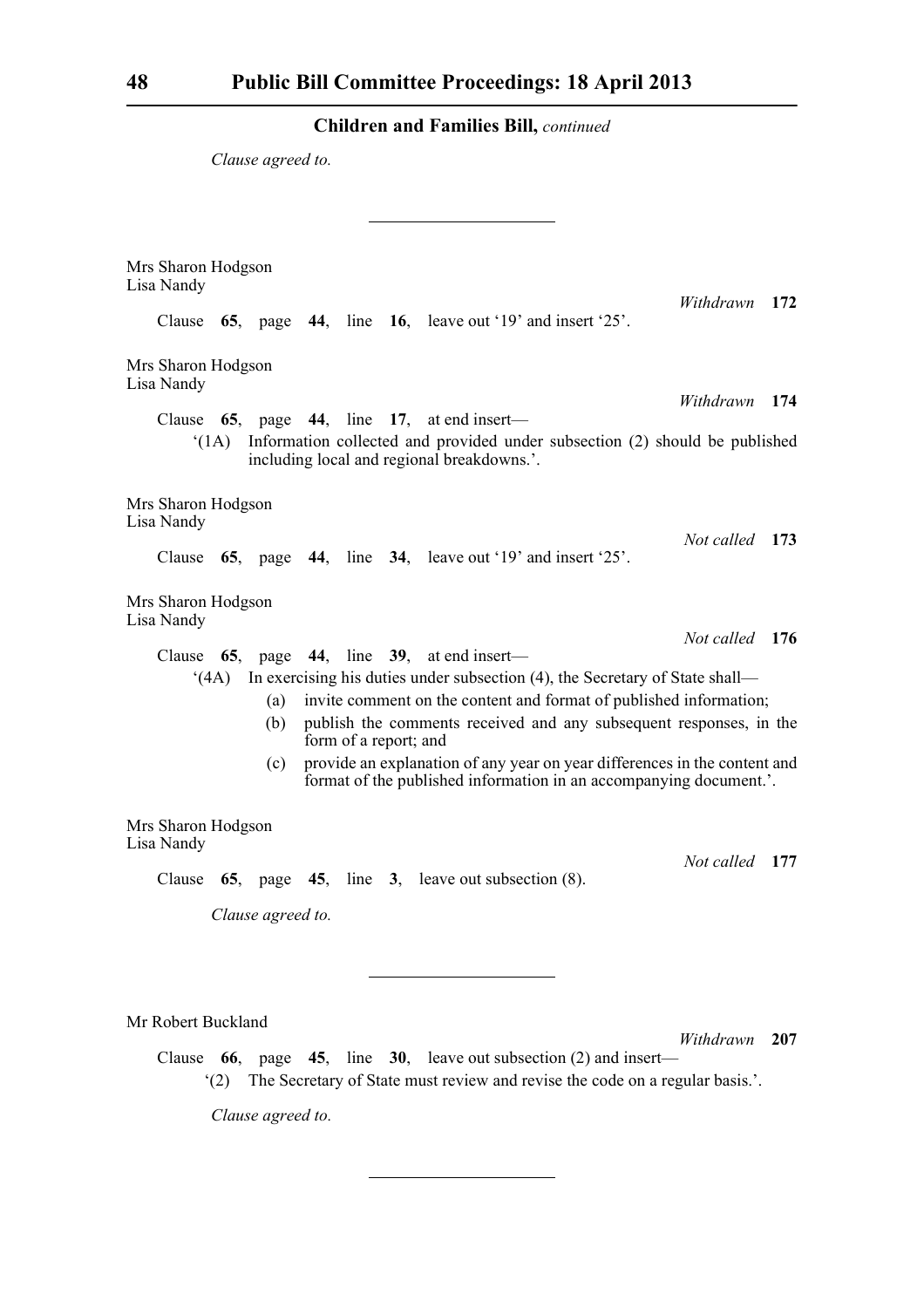**Children and Families Bill,** *continued*

*Clause agreed to.*

---

Mrs Sharon Hodgson
Lisa Nandy

*Withdrawn* **172**

Clause **65**, page **44**, line **16**, leave out '19' and insert '25'.

Mrs Sharon Hodgson
Lisa Nandy

*Withdrawn* **174**

Clause **65**, page **44**, line **17**, at end insert—

'(1A) Information collected and provided under subsection (2) should be published including local and regional breakdowns.'.

Mrs Sharon Hodgson
Lisa Nandy

*Not called* **173**

Clause **65**, page **44**, line **34**, leave out '19' and insert '25'.

Mrs Sharon Hodgson
Lisa Nandy

*Not called* **176**

Clause **65**, page **44**, line **39**, at end insert—

'(4A) In exercising his duties under subsection (4), the Secretary of State shall—

(a) invite comment on the content and format of published information;

(b) publish the comments received and any subsequent responses, in the form of a report; and

(c) provide an explanation of any year on year differences in the content and format of the published information in an accompanying document.'.

Mrs Sharon Hodgson
Lisa Nandy

*Not called* **177**

Clause **65**, page **45**, line **3**, leave out subsection (8).

*Clause agreed to.*

---

Mr Robert Buckland

*Withdrawn* **207**

Clause **66**, page **45**, line **30**, leave out subsection (2) and insert—

'(2) The Secretary of State must review and revise the code on a regular basis.'.

*Clause agreed to.*

---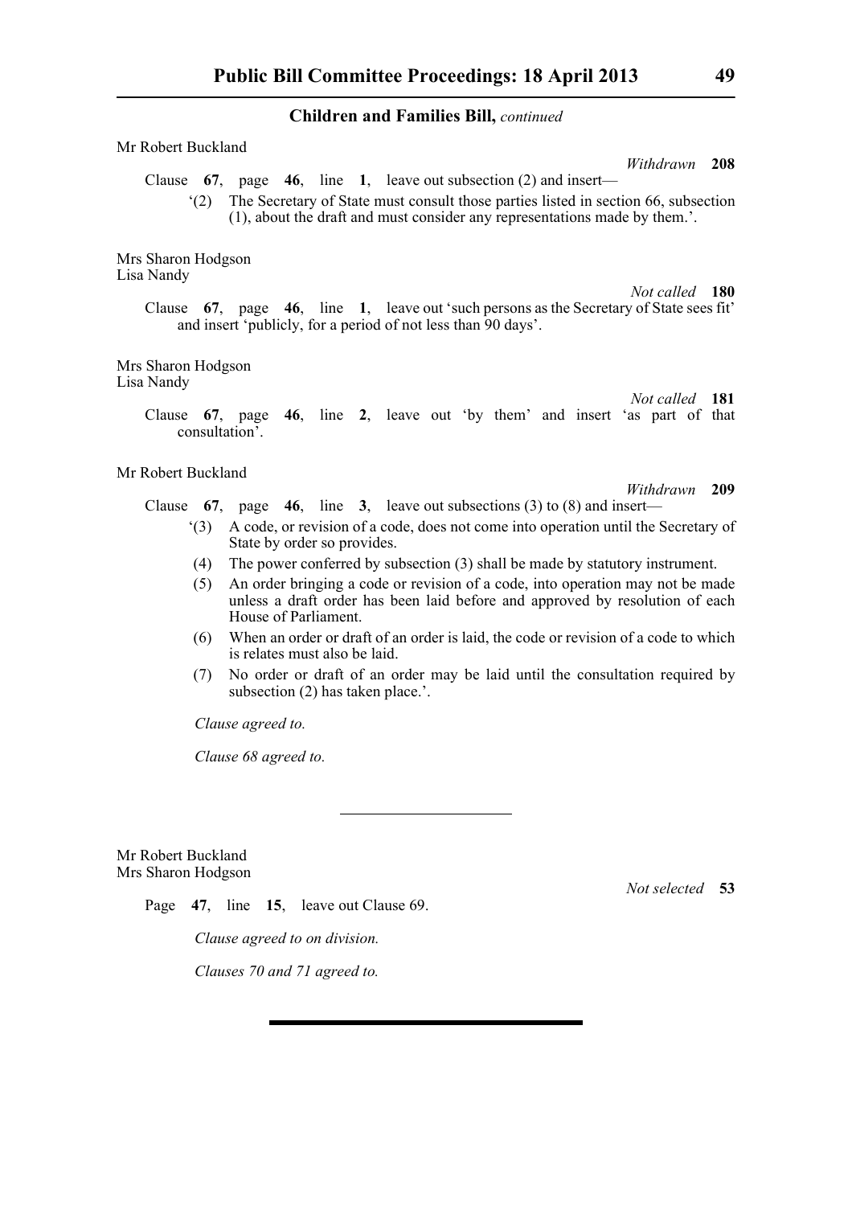**Children and Families Bill,** *continued*

Mr Robert Buckland

*Withdrawn* **208**

Clause **67**, page **46**, line **1**, leave out subsection (2) and insert—

'(2) The Secretary of State must consult those parties listed in section 66, subsection (1), about the draft and must consider any representations made by them.'.

Mrs Sharon Hodgson
Lisa Nandy

*Not called* **180**

Clause **67**, page **46**, line **1**, leave out 'such persons as the Secretary of State sees fit' and insert 'publicly, for a period of not less than 90 days'.

Mrs Sharon Hodgson
Lisa Nandy

*Not called* **181**

Clause **67**, page **46**, line **2**, leave out 'by them' and insert 'as part of that consultation'.

Mr Robert Buckland

*Withdrawn* **209**

Clause **67**, page **46**, line **3**, leave out subsections (3) to (8) and insert—

'(3) A code, or revision of a code, does not come into operation until the Secretary of State by order so provides.

(4) The power conferred by subsection (3) shall be made by statutory instrument.

(5) An order bringing a code or revision of a code, into operation may not be made unless a draft order has been laid before and approved by resolution of each House of Parliament.

(6) When an order or draft of an order is laid, the code or revision of a code to which is relates must also be laid.

(7) No order or draft of an order may be laid until the consultation required by subsection (2) has taken place.'.

*Clause agreed to.*

*Clause 68 agreed to.*

---

Mr Robert Buckland
Mrs Sharon Hodgson

*Not selected* **53**

Page **47**, line **15**, leave out Clause 69.

*Clause agreed to on division.*

*Clauses 70 and 71 agreed to.*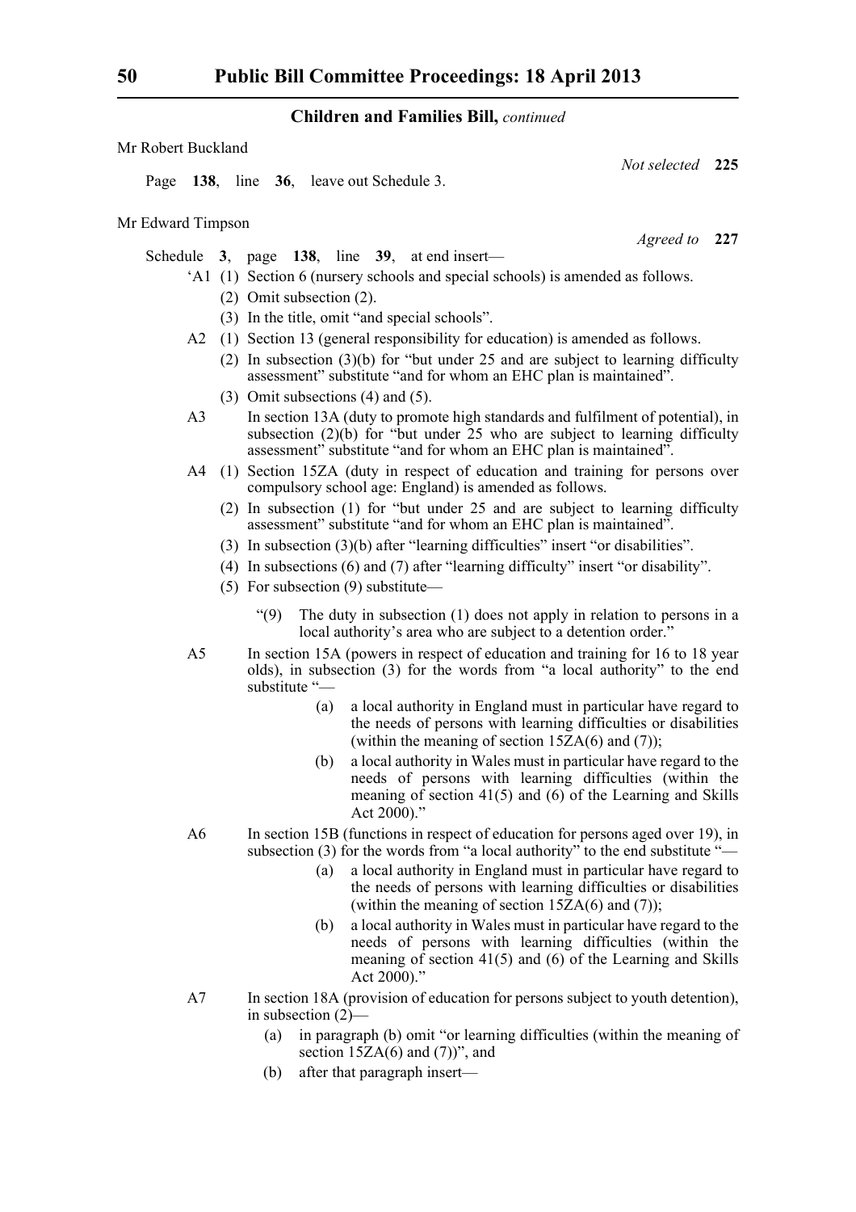## Children and Families Bill, *continued*

Mr Robert Buckland

*Not selected* **225**

Page **138**, line **36**, leave out Schedule 3.

Mr Edward Timpson

*Agreed to* **227**

Schedule **3**, page **138**, line **39**, at end insert—

'A1 (1) Section 6 (nursery schools and special schools) is amended as follows.

(2) Omit subsection (2).

(3) In the title, omit "and special schools".

A2 (1) Section 13 (general responsibility for education) is amended as follows.

(2) In subsection (3)(b) for "but under 25 and are subject to learning difficulty assessment" substitute "and for whom an EHC plan is maintained".

(3) Omit subsections (4) and (5).

A3 In section 13A (duty to promote high standards and fulfilment of potential), in subsection (2)(b) for "but under 25 who are subject to learning difficulty assessment" substitute "and for whom an EHC plan is maintained".

A4 (1) Section 15ZA (duty in respect of education and training for persons over compulsory school age: England) is amended as follows.

(2) In subsection (1) for "but under 25 and are subject to learning difficulty assessment" substitute "and for whom an EHC plan is maintained".

(3) In subsection (3)(b) after "learning difficulties" insert "or disabilities".

(4) In subsections (6) and (7) after "learning difficulty" insert "or disability".

(5) For subsection (9) substitute—

"(9) The duty in subsection (1) does not apply in relation to persons in a local authority's area who are subject to a detention order."

A5 In section 15A (powers in respect of education and training for 16 to 18 year olds), in subsection (3) for the words from "a local authority" to the end substitute "—

(a) a local authority in England must in particular have regard to the needs of persons with learning difficulties or disabilities (within the meaning of section 15ZA(6) and (7));

(b) a local authority in Wales must in particular have regard to the needs of persons with learning difficulties (within the meaning of section 41(5) and (6) of the Learning and Skills Act 2000)."

A6 In section 15B (functions in respect of education for persons aged over 19), in subsection (3) for the words from "a local authority" to the end substitute "—

(a) a local authority in England must in particular have regard to the needs of persons with learning difficulties or disabilities (within the meaning of section 15ZA(6) and (7));

(b) a local authority in Wales must in particular have regard to the needs of persons with learning difficulties (within the meaning of section 41(5) and (6) of the Learning and Skills Act 2000)."

A7 In section 18A (provision of education for persons subject to youth detention), in subsection (2)—

(a) in paragraph (b) omit "or learning difficulties (within the meaning of section 15ZA(6) and (7))", and

(b) after that paragraph insert—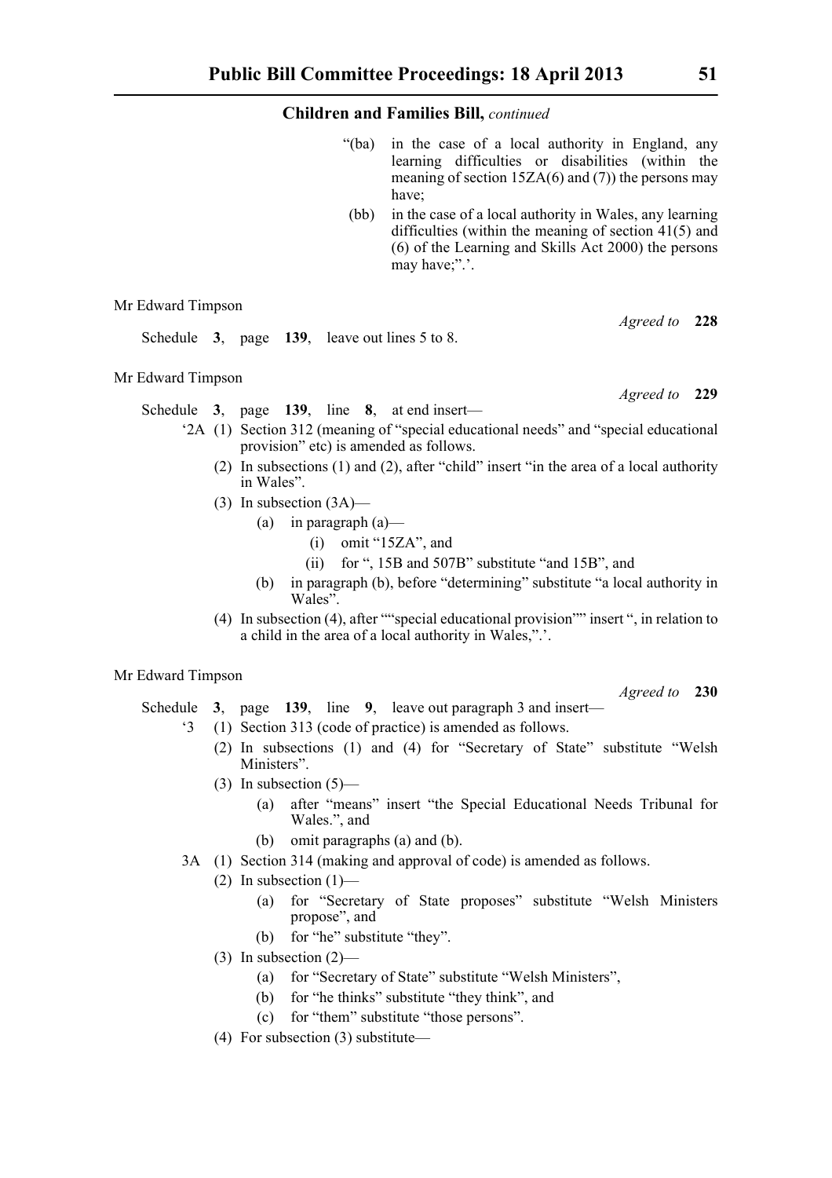**Children and Families Bill,** *continued*

"(ba) in the case of a local authority in England, any learning difficulties or disabilities (within the meaning of section 15ZA(6) and (7)) the persons may have;

(bb) in the case of a local authority in Wales, any learning difficulties (within the meaning of section 41(5) and (6) of the Learning and Skills Act 2000) the persons may have;".'.

Mr Edward Timpson

*Agreed to* **228**

Schedule **3**, page **139**, leave out lines 5 to 8.

Mr Edward Timpson

*Agreed to* **229**

Schedule **3**, page **139**, line **8**, at end insert—

'2A (1) Section 312 (meaning of "special educational needs" and "special educational provision" etc) is amended as follows.

(2) In subsections (1) and (2), after "child" insert "in the area of a local authority in Wales".

(3) In subsection (3A)—

(a) in paragraph (a)—

(i) omit "15ZA", and

(ii) for ", 15B and 507B" substitute "and 15B", and

(b) in paragraph (b), before "determining" substitute "a local authority in Wales".

(4) In subsection (4), after ""special educational provision"" insert ", in relation to a child in the area of a local authority in Wales,".'.

Mr Edward Timpson

*Agreed to* **230**

Schedule **3**, page **139**, line **9**, leave out paragraph 3 and insert—

'3 (1) Section 313 (code of practice) is amended as follows.

(2) In subsections (1) and (4) for "Secretary of State" substitute "Welsh Ministers".

(3) In subsection (5)—

(a) after "means" insert "the Special Educational Needs Tribunal for Wales.", and

(b) omit paragraphs (a) and (b).

3A (1) Section 314 (making and approval of code) is amended as follows.

(2) In subsection (1)—

(a) for "Secretary of State proposes" substitute "Welsh Ministers propose", and

(b) for "he" substitute "they".

(3) In subsection (2)—

(a) for "Secretary of State" substitute "Welsh Ministers",

(b) for "he thinks" substitute "they think", and

(c) for "them" substitute "those persons".

(4) For subsection (3) substitute—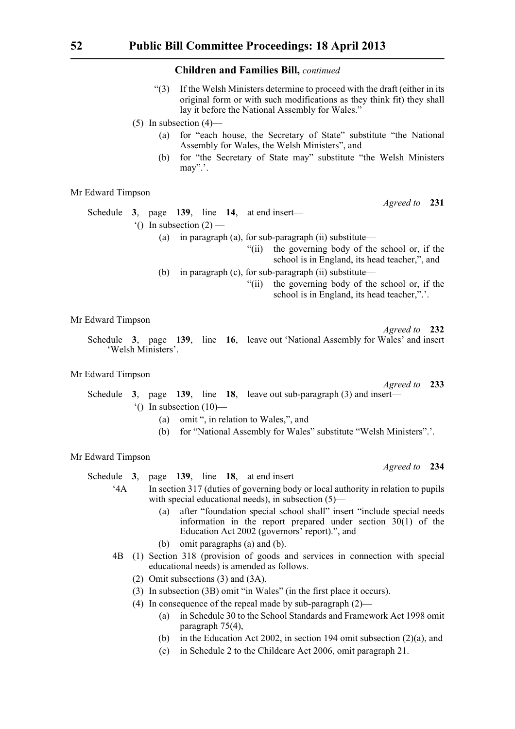## Children and Families Bill, *continued*

"(3) If the Welsh Ministers determine to proceed with the draft (either in its original form or with such modifications as they think fit) they shall lay it before the National Assembly for Wales."

(5) In subsection (4)—

(a) for "each house, the Secretary of State" substitute "the National Assembly for Wales, the Welsh Ministers", and

(b) for "the Secretary of State may" substitute "the Welsh Ministers may".'.

Mr Edward Timpson

*Agreed to* **231**

Schedule **3**, page **139**, line **14**, at end insert—

'() In subsection (2) —

(a) in paragraph (a), for sub-paragraph (ii) substitute—

"(ii) the governing body of the school or, if the school is in England, its head teacher,", and

(b) in paragraph (c), for sub-paragraph (ii) substitute—

"(ii) the governing body of the school or, if the school is in England, its head teacher,".'.

Mr Edward Timpson

*Agreed to* **232**

Schedule **3**, page **139**, line **16**, leave out 'National Assembly for Wales' and insert 'Welsh Ministers'.

Mr Edward Timpson

*Agreed to* **233**

Schedule **3**, page **139**, line **18**, leave out sub-paragraph (3) and insert—

'() In subsection (10)—

(a) omit ", in relation to Wales,", and

(b) for "National Assembly for Wales" substitute "Welsh Ministers".'.

Mr Edward Timpson

*Agreed to* **234**

Schedule **3**, page **139**, line **18**, at end insert—

'4A In section 317 (duties of governing body or local authority in relation to pupils with special educational needs), in subsection (5)—

(a) after "foundation special school shall" insert "include special needs information in the report prepared under section 30(1) of the Education Act 2002 (governors' report).", and

(b) omit paragraphs (a) and (b).

4B (1) Section 318 (provision of goods and services in connection with special educational needs) is amended as follows.

(2) Omit subsections (3) and (3A).

(3) In subsection (3B) omit "in Wales" (in the first place it occurs).

(4) In consequence of the repeal made by sub-paragraph (2)—

(a) in Schedule 30 to the School Standards and Framework Act 1998 omit paragraph 75(4),

(b) in the Education Act 2002, in section 194 omit subsection (2)(a), and

(c) in Schedule 2 to the Childcare Act 2006, omit paragraph 21.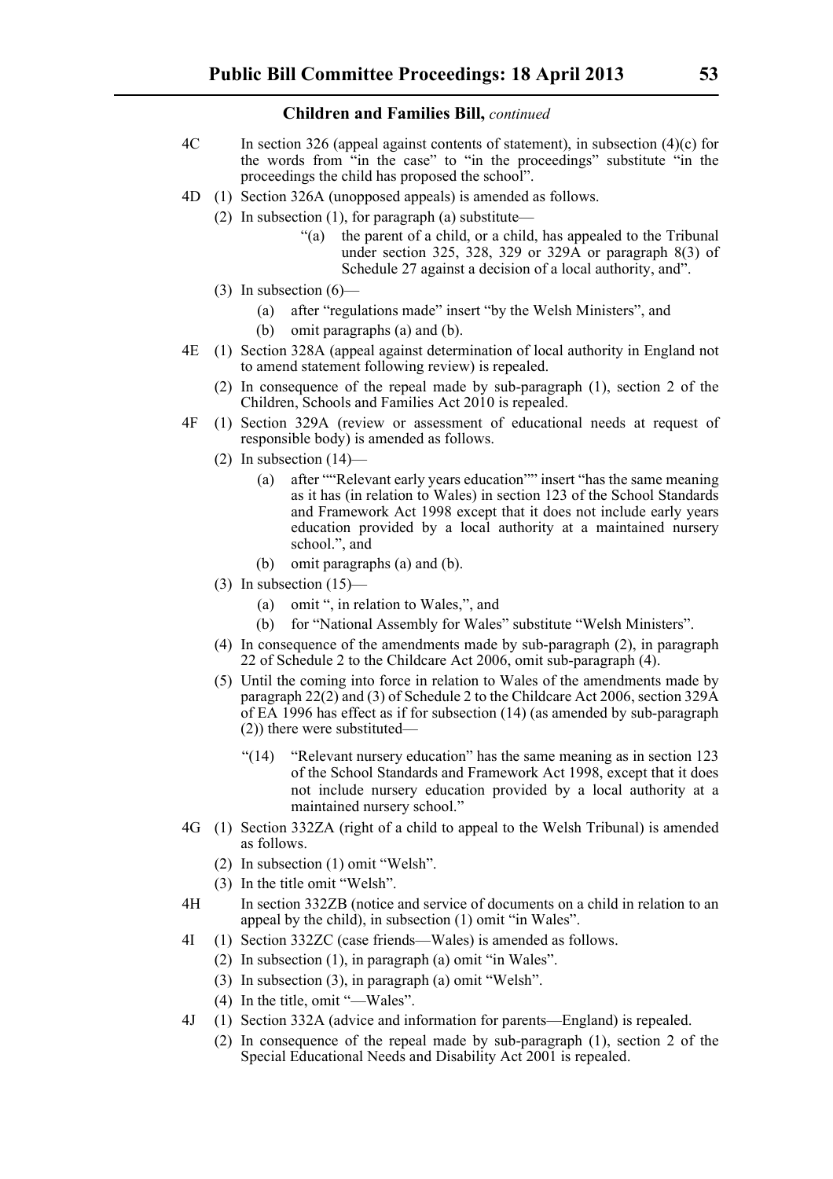**Children and Families Bill,** *continued*

4C In section 326 (appeal against contents of statement), in subsection (4)(c) for the words from "in the case" to "in the proceedings" substitute "in the proceedings the child has proposed the school".

4D (1) Section 326A (unopposed appeals) is amended as follows.

(2) In subsection (1), for paragraph (a) substitute—

"(a) the parent of a child, or a child, has appealed to the Tribunal under section 325, 328, 329 or 329A or paragraph 8(3) of Schedule 27 against a decision of a local authority, and".

(3) In subsection (6)—

(a) after "regulations made" insert "by the Welsh Ministers", and

(b) omit paragraphs (a) and (b).

4E (1) Section 328A (appeal against determination of local authority in England not to amend statement following review) is repealed.

(2) In consequence of the repeal made by sub-paragraph (1), section 2 of the Children, Schools and Families Act 2010 is repealed.

4F (1) Section 329A (review or assessment of educational needs at request of responsible body) is amended as follows.

(2) In subsection (14)—

(a) after ""Relevant early years education"" insert "has the same meaning as it has (in relation to Wales) in section 123 of the School Standards and Framework Act 1998 except that it does not include early years education provided by a local authority at a maintained nursery school.", and

(b) omit paragraphs (a) and (b).

(3) In subsection (15)—

(a) omit ", in relation to Wales,", and

(b) for "National Assembly for Wales" substitute "Welsh Ministers".

(4) In consequence of the amendments made by sub-paragraph (2), in paragraph 22 of Schedule 2 to the Childcare Act 2006, omit sub-paragraph (4).

(5) Until the coming into force in relation to Wales of the amendments made by paragraph 22(2) and (3) of Schedule 2 to the Childcare Act 2006, section 329A of EA 1996 has effect as if for subsection (14) (as amended by sub-paragraph (2)) there were substituted—

"(14) "Relevant nursery education" has the same meaning as in section 123 of the School Standards and Framework Act 1998, except that it does not include nursery education provided by a local authority at a maintained nursery school."

4G (1) Section 332ZA (right of a child to appeal to the Welsh Tribunal) is amended as follows.

(2) In subsection (1) omit "Welsh".

(3) In the title omit "Welsh".

4H In section 332ZB (notice and service of documents on a child in relation to an appeal by the child), in subsection (1) omit "in Wales".

4I (1) Section 332ZC (case friends—Wales) is amended as follows.

(2) In subsection (1), in paragraph (a) omit "in Wales".

(3) In subsection (3), in paragraph (a) omit "Welsh".

(4) In the title, omit "—Wales".

4J (1) Section 332A (advice and information for parents—England) is repealed.

(2) In consequence of the repeal made by sub-paragraph (1), section 2 of the Special Educational Needs and Disability Act 2001 is repealed.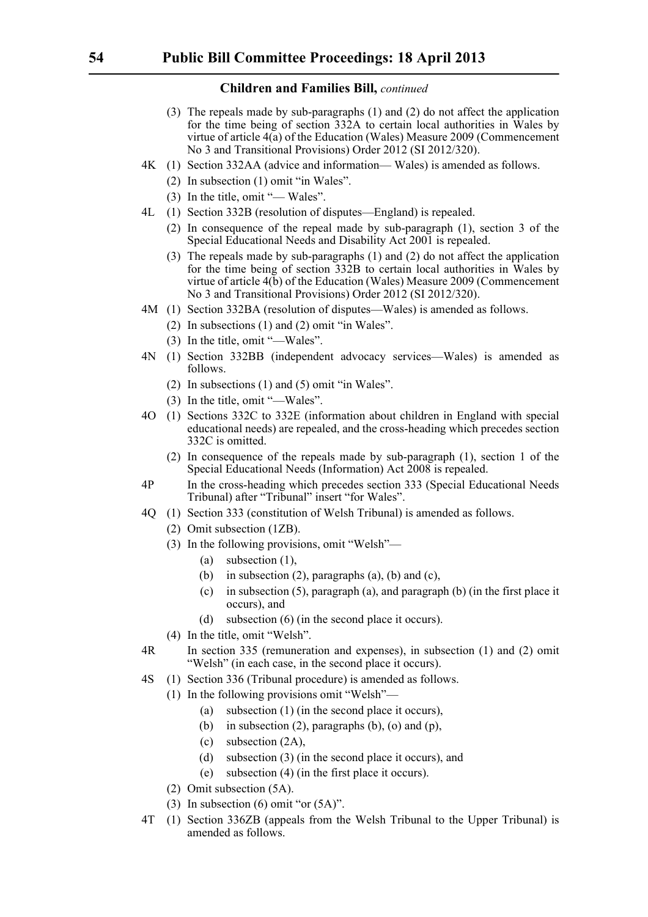**Children and Families Bill,** *continued*

(3) The repeals made by sub-paragraphs (1) and (2) do not affect the application for the time being of section 332A to certain local authorities in Wales by virtue of article 4(a) of the Education (Wales) Measure 2009 (Commencement No 3 and Transitional Provisions) Order 2012 (SI 2012/320).

4K (1) Section 332AA (advice and information— Wales) is amended as follows.

(2) In subsection (1) omit "in Wales".

(3) In the title, omit "— Wales".

4L (1) Section 332B (resolution of disputes—England) is repealed.

(2) In consequence of the repeal made by sub-paragraph (1), section 3 of the Special Educational Needs and Disability Act 2001 is repealed.

(3) The repeals made by sub-paragraphs (1) and (2) do not affect the application for the time being of section 332B to certain local authorities in Wales by virtue of article 4(b) of the Education (Wales) Measure 2009 (Commencement No 3 and Transitional Provisions) Order 2012 (SI 2012/320).

4M (1) Section 332BA (resolution of disputes—Wales) is amended as follows.

(2) In subsections (1) and (2) omit "in Wales".

(3) In the title, omit "—Wales".

4N (1) Section 332BB (independent advocacy services—Wales) is amended as follows.

(2) In subsections (1) and (5) omit "in Wales".

(3) In the title, omit "—Wales".

4O (1) Sections 332C to 332E (information about children in England with special educational needs) are repealed, and the cross-heading which precedes section 332C is omitted.

(2) In consequence of the repeals made by sub-paragraph (1), section 1 of the Special Educational Needs (Information) Act 2008 is repealed.

4P In the cross-heading which precedes section 333 (Special Educational Needs Tribunal) after "Tribunal" insert "for Wales".

4Q (1) Section 333 (constitution of Welsh Tribunal) is amended as follows.

(2) Omit subsection (1ZB).

(3) In the following provisions, omit "Welsh"—

(a) subsection (1),

(b) in subsection (2), paragraphs (a), (b) and (c),

(c) in subsection (5), paragraph (a), and paragraph (b) (in the first place it occurs), and

(d) subsection (6) (in the second place it occurs).

(4) In the title, omit "Welsh".

4R In section 335 (remuneration and expenses), in subsection (1) and (2) omit "Welsh" (in each case, in the second place it occurs).

4S (1) Section 336 (Tribunal procedure) is amended as follows.

(1) In the following provisions omit "Welsh"—

(a) subsection (1) (in the second place it occurs),

(b) in subsection (2), paragraphs (b), (o) and (p),

(c) subsection (2A),

(d) subsection (3) (in the second place it occurs), and

(e) subsection (4) (in the first place it occurs).

(2) Omit subsection (5A).

(3) In subsection (6) omit "or (5A)".

4T (1) Section 336ZB (appeals from the Welsh Tribunal to the Upper Tribunal) is amended as follows.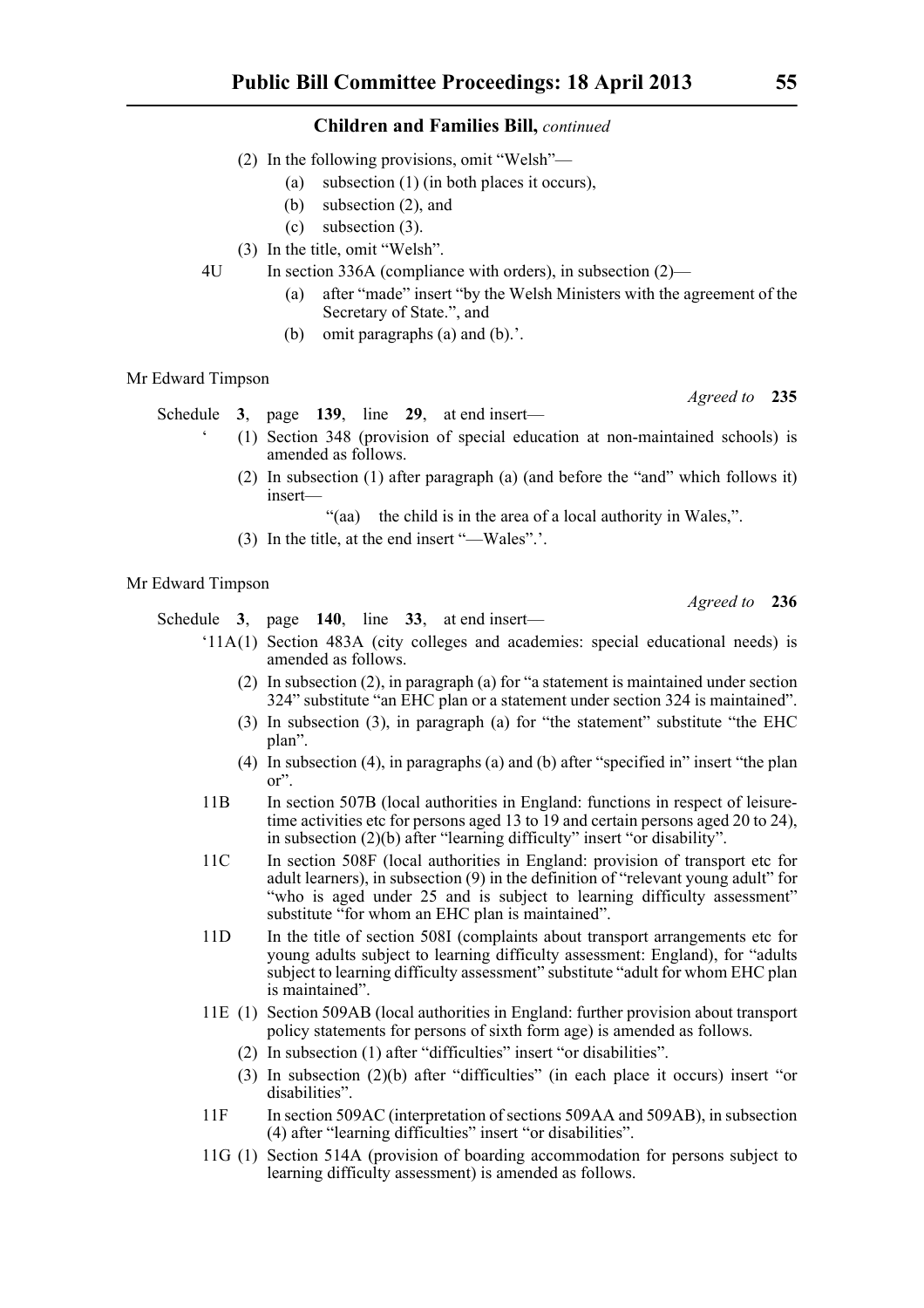## Children and Families Bill, *continued*

(2) In the following provisions, omit "Welsh"—

(a) subsection (1) (in both places it occurs),

(b) subsection (2), and

(c) subsection (3).

(3) In the title, omit "Welsh".

4U In section 336A (compliance with orders), in subsection (2)—

(a) after "made" insert "by the Welsh Ministers with the agreement of the Secretary of State.", and

(b) omit paragraphs (a) and (b).'.

Mr Edward Timpson

*Agreed to* **235**

Schedule **3**, page **139**, line **29**, at end insert—

' (1) Section 348 (provision of special education at non-maintained schools) is amended as follows.

(2) In subsection (1) after paragraph (a) (and before the "and" which follows it) insert—

"(aa) the child is in the area of a local authority in Wales,".

(3) In the title, at the end insert "—Wales".'.

Mr Edward Timpson

*Agreed to* **236**

Schedule **3**, page **140**, line **33**, at end insert—

'11A(1) Section 483A (city colleges and academies: special educational needs) is amended as follows.

(2) In subsection (2), in paragraph (a) for "a statement is maintained under section 324" substitute "an EHC plan or a statement under section 324 is maintained".

(3) In subsection (3), in paragraph (a) for "the statement" substitute "the EHC plan".

(4) In subsection (4), in paragraphs (a) and (b) after "specified in" insert "the plan or".

11B In section 507B (local authorities in England: functions in respect of leisure-time activities etc for persons aged 13 to 19 and certain persons aged 20 to 24), in subsection (2)(b) after "learning difficulty" insert "or disability".

11C In section 508F (local authorities in England: provision of transport etc for adult learners), in subsection (9) in the definition of "relevant young adult" for "who is aged under 25 and is subject to learning difficulty assessment" substitute "for whom an EHC plan is maintained".

11D In the title of section 508I (complaints about transport arrangements etc for young adults subject to learning difficulty assessment: England), for "adults subject to learning difficulty assessment" substitute "adult for whom EHC plan is maintained".

11E (1) Section 509AB (local authorities in England: further provision about transport policy statements for persons of sixth form age) is amended as follows.

(2) In subsection (1) after "difficulties" insert "or disabilities".

(3) In subsection (2)(b) after "difficulties" (in each place it occurs) insert "or disabilities".

11F In section 509AC (interpretation of sections 509AA and 509AB), in subsection (4) after "learning difficulties" insert "or disabilities".

11G (1) Section 514A (provision of boarding accommodation for persons subject to learning difficulty assessment) is amended as follows.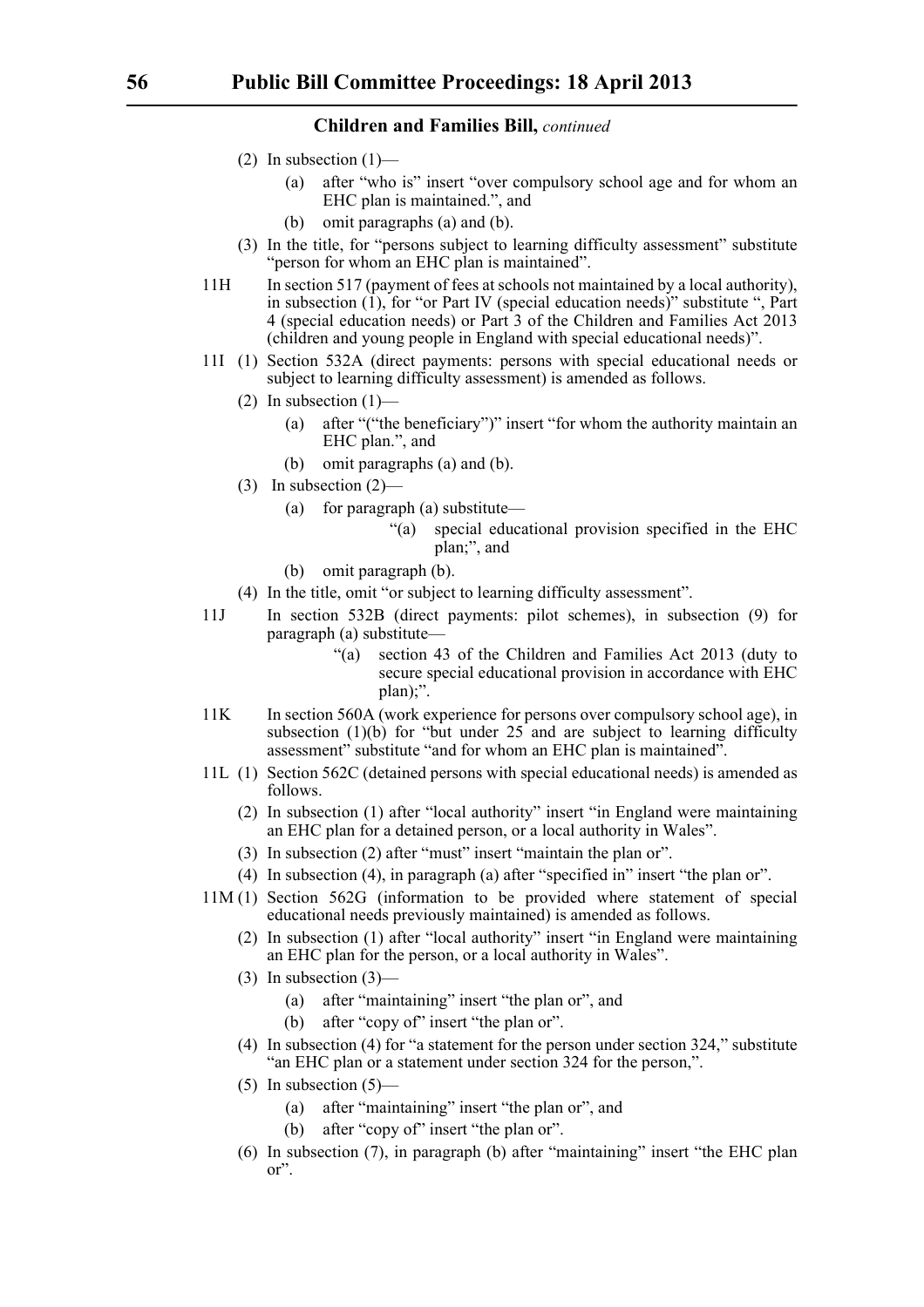**Children and Families Bill,** *continued*

(2) In subsection (1)—

(a) after "who is" insert "over compulsory school age and for whom an EHC plan is maintained.", and

(b) omit paragraphs (a) and (b).

(3) In the title, for "persons subject to learning difficulty assessment" substitute "person for whom an EHC plan is maintained".

11H In section 517 (payment of fees at schools not maintained by a local authority), in subsection (1), for "or Part IV (special education needs)" substitute ", Part 4 (special education needs) or Part 3 of the Children and Families Act 2013 (children and young people in England with special educational needs)".

11I (1) Section 532A (direct payments: persons with special educational needs or subject to learning difficulty assessment) is amended as follows.

(2) In subsection (1)—

(a) after "("the beneficiary")" insert "for whom the authority maintain an EHC plan.", and

(b) omit paragraphs (a) and (b).

(3) In subsection (2)—

(a) for paragraph (a) substitute—

"(a) special educational provision specified in the EHC plan;", and

(b) omit paragraph (b).

(4) In the title, omit "or subject to learning difficulty assessment".

11J In section 532B (direct payments: pilot schemes), in subsection (9) for paragraph (a) substitute—

"(a) section 43 of the Children and Families Act 2013 (duty to secure special educational provision in accordance with EHC plan);".

11K In section 560A (work experience for persons over compulsory school age), in subsection (1)(b) for "but under 25 and are subject to learning difficulty assessment" substitute "and for whom an EHC plan is maintained".

11L (1) Section 562C (detained persons with special educational needs) is amended as follows.

(2) In subsection (1) after "local authority" insert "in England were maintaining an EHC plan for a detained person, or a local authority in Wales".

(3) In subsection (2) after "must" insert "maintain the plan or".

(4) In subsection (4), in paragraph (a) after "specified in" insert "the plan or".

11M (1) Section 562G (information to be provided where statement of special educational needs previously maintained) is amended as follows.

(2) In subsection (1) after "local authority" insert "in England were maintaining an EHC plan for the person, or a local authority in Wales".

(3) In subsection (3)—

(a) after "maintaining" insert "the plan or", and

(b) after "copy of" insert "the plan or".

(4) In subsection (4) for "a statement for the person under section 324," substitute "an EHC plan or a statement under section 324 for the person,".

(5) In subsection (5)—

(a) after "maintaining" insert "the plan or", and

(b) after "copy of" insert "the plan or".

(6) In subsection (7), in paragraph (b) after "maintaining" insert "the EHC plan or".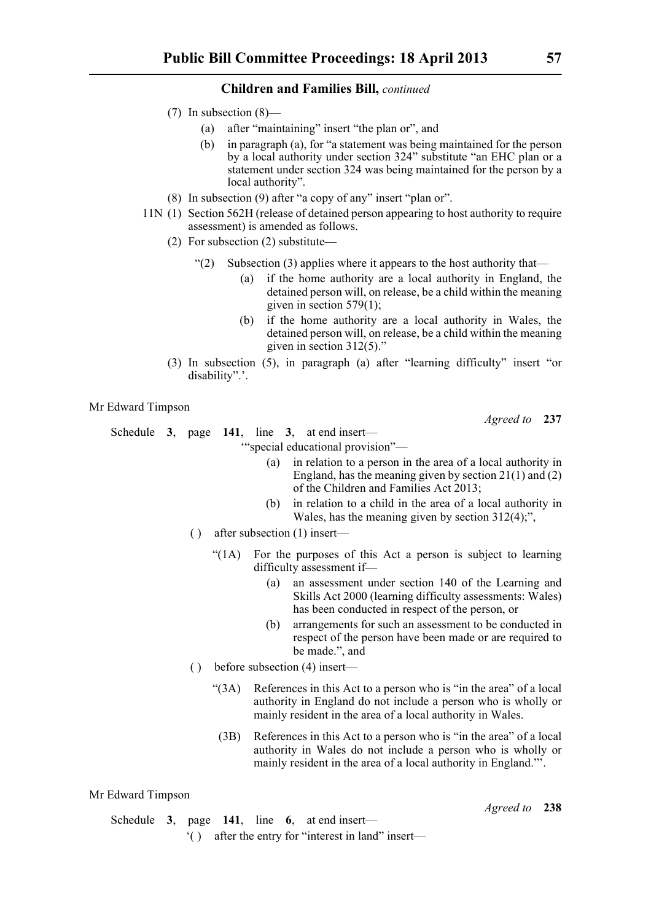**Children and Families Bill,** *continued*

(7) In subsection (8)—

(a) after "maintaining" insert "the plan or", and

(b) in paragraph (a), for "a statement was being maintained for the person by a local authority under section 324" substitute "an EHC plan or a statement under section 324 was being maintained for the person by a local authority".

(8) In subsection (9) after "a copy of any" insert "plan or".

11N (1) Section 562H (release of detained person appearing to host authority to require assessment) is amended as follows.

(2) For subsection (2) substitute—

"(2) Subsection (3) applies where it appears to the host authority that—

(a) if the home authority are a local authority in England, the detained person will, on release, be a child within the meaning given in section 579(1);

(b) if the home authority are a local authority in Wales, the detained person will, on release, be a child within the meaning given in section 312(5)."

(3) In subsection (5), in paragraph (a) after "learning difficulty" insert "or disability".'.

Mr Edward Timpson

*Agreed to* **237**

Schedule **3**, page **141**, line **3**, at end insert—

'"special educational provision"—

(a) in relation to a person in the area of a local authority in England, has the meaning given by section 21(1) and (2) of the Children and Families Act 2013;

(b) in relation to a child in the area of a local authority in Wales, has the meaning given by section 312(4);",

( ) after subsection (1) insert—

"(1A) For the purposes of this Act a person is subject to learning difficulty assessment if—

(a) an assessment under section 140 of the Learning and Skills Act 2000 (learning difficulty assessments: Wales) has been conducted in respect of the person, or

(b) arrangements for such an assessment to be conducted in respect of the person have been made or are required to be made.", and

( ) before subsection (4) insert—

"(3A) References in this Act to a person who is "in the area" of a local authority in England do not include a person who is wholly or mainly resident in the area of a local authority in Wales.

(3B) References in this Act to a person who is "in the area" of a local authority in Wales do not include a person who is wholly or mainly resident in the area of a local authority in England."'.

Mr Edward Timpson

*Agreed to* **238**

Schedule **3**, page **141**, line **6**, at end insert—

'( ) after the entry for "interest in land" insert—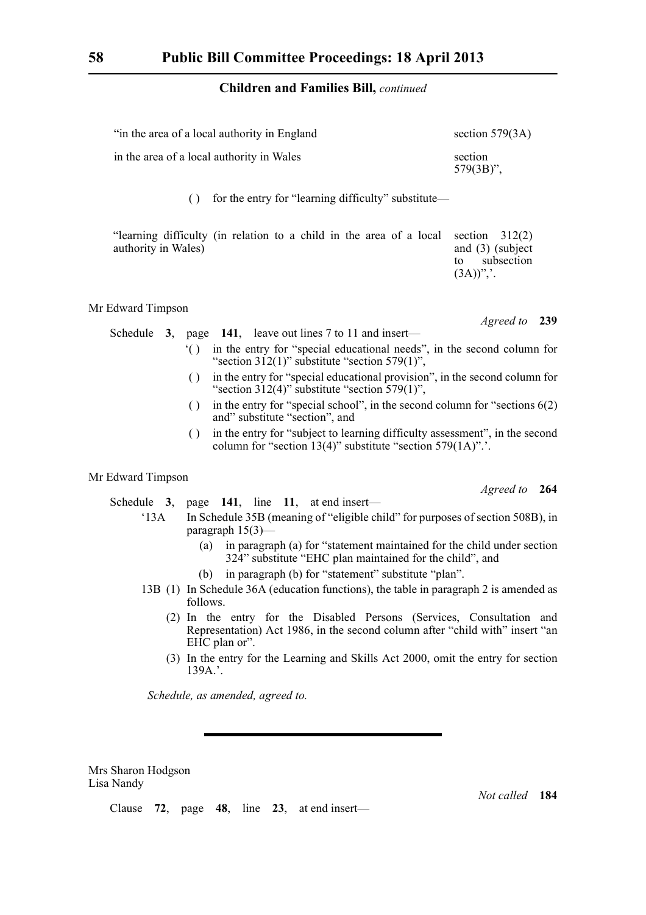## Children and Families Bill, *continued*

| | |
|---|---|
| "in the area of a local authority in England | section 579(3A) |
| in the area of a local authority in Wales | section 579(3B)", |

( ) for the entry for "learning difficulty" substitute—

| | |
|---|---|
| "learning difficulty (in relation to a child in the area of a local authority in Wales) | section 312(2) and (3) (subject to subsection (3A))",'. |

Mr Edward Timpson

*Agreed to* **239**

Schedule **3**, page **141**, leave out lines 7 to 11 and insert—

'( ) in the entry for "special educational needs", in the second column for "section 312(1)" substitute "section 579(1)",

( ) in the entry for "special educational provision", in the second column for "section 312(4)" substitute "section 579(1)",

( ) in the entry for "special school", in the second column for "sections 6(2) and" substitute "section", and

( ) in the entry for "subject to learning difficulty assessment", in the second column for "section 13(4)" substitute "section 579(1A)".'.

Mr Edward Timpson

*Agreed to* **264**

Schedule **3**, page **141**, line **11**, at end insert—

'13A In Schedule 35B (meaning of "eligible child" for purposes of section 508B), in paragraph 15(3)—

(a) in paragraph (a) for "statement maintained for the child under section 324" substitute "EHC plan maintained for the child", and

(b) in paragraph (b) for "statement" substitute "plan".

13B (1) In Schedule 36A (education functions), the table in paragraph 2 is amended as follows.

(2) In the entry for the Disabled Persons (Services, Consultation and Representation) Act 1986, in the second column after "child with" insert "an EHC plan or".

(3) In the entry for the Learning and Skills Act 2000, omit the entry for section 139A.'.

*Schedule, as amended, agreed to.*

---

Mrs Sharon Hodgson
Lisa Nandy

*Not called* **184**

Clause **72**, page **48**, line **23**, at end insert—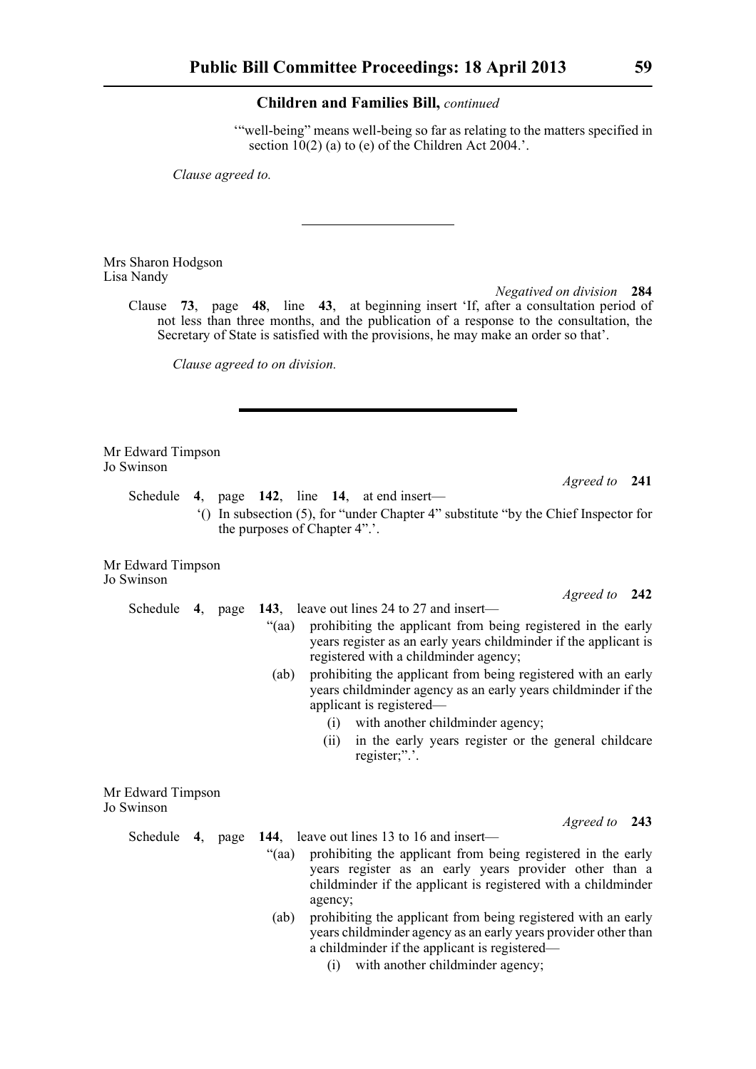'"well-being" means well-being so far as relating to the matters specified in section 10(2) (a) to (e) of the Children Act 2004.'.

*Clause agreed to.*

---

Mrs Sharon Hodgson
Lisa Nandy

*Negatived on division* **284**

Clause **73**, page **48**, line **43**, at beginning insert 'If, after a consultation period of not less than three months, and the publication of a response to the consultation, the Secretary of State is satisfied with the provisions, he may make an order so that'.

*Clause agreed to on division.*

---

Mr Edward Timpson
Jo Swinson

*Agreed to* **241**

Schedule **4**, page **142**, line **14**, at end insert—

'() In subsection (5), for "under Chapter 4" substitute "by the Chief Inspector for the purposes of Chapter 4".'.

Mr Edward Timpson
Jo Swinson

*Agreed to* **242**

Schedule **4**, page **143**, leave out lines 24 to 27 and insert—

"(aa) prohibiting the applicant from being registered in the early years register as an early years childminder if the applicant is registered with a childminder agency;

(ab) prohibiting the applicant from being registered with an early years childminder agency as an early years childminder if the applicant is registered—

(i) with another childminder agency;

(ii) in the early years register or the general childcare register;".'.

Mr Edward Timpson
Jo Swinson

*Agreed to* **243**

Schedule **4**, page **144**, leave out lines 13 to 16 and insert—

"(aa) prohibiting the applicant from being registered in the early years register as an early years provider other than a childminder if the applicant is registered with a childminder agency;

(ab) prohibiting the applicant from being registered with an early years childminder agency as an early years provider other than a childminder if the applicant is registered—

(i) with another childminder agency;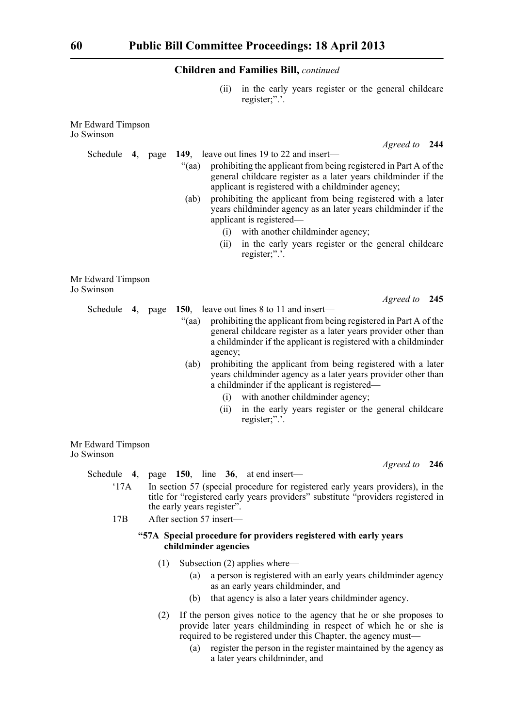(ii) in the early years register or the general childcare register;".'.

Mr Edward Timpson
Jo Swinson

*Agreed to* **244**

Schedule **4**, page **149**, leave out lines 19 to 22 and insert—

"(aa) prohibiting the applicant from being registered in Part A of the general childcare register as a later years childminder if the applicant is registered with a childminder agency;

(ab) prohibiting the applicant from being registered with a later years childminder agency as an later years childminder if the applicant is registered—

(i) with another childminder agency;

(ii) in the early years register or the general childcare register;".'.

Mr Edward Timpson
Jo Swinson

*Agreed to* **245**

Schedule **4**, page **150**, leave out lines 8 to 11 and insert—

"(aa) prohibiting the applicant from being registered in Part A of the general childcare register as a later years provider other than a childminder if the applicant is registered with a childminder agency;

(ab) prohibiting the applicant from being registered with a later years childminder agency as a later years provider other than a childminder if the applicant is registered—

(i) with another childminder agency;

(ii) in the early years register or the general childcare register;".'.

Mr Edward Timpson
Jo Swinson

*Agreed to* **246**

Schedule **4**, page **150**, line **36**, at end insert—

'17A In section 57 (special procedure for registered early years providers), in the title for "registered early years providers" substitute "providers registered in the early years register".

17B After section 57 insert—

**"57A Special procedure for providers registered with early years childminder agencies**

(1) Subsection (2) applies where—

(a) a person is registered with an early years childminder agency as an early years childminder, and

(b) that agency is also a later years childminder agency.

(2) If the person gives notice to the agency that he or she proposes to provide later years childminding in respect of which he or she is required to be registered under this Chapter, the agency must—

(a) register the person in the register maintained by the agency as a later years childminder, and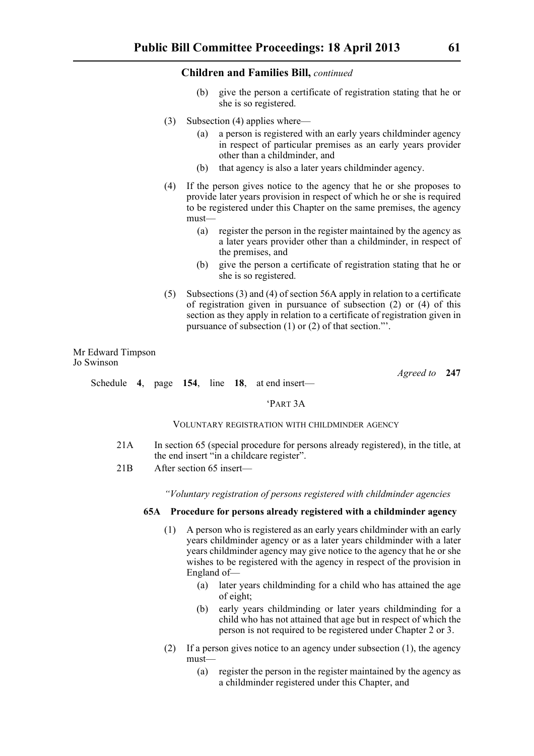**Children and Families Bill,** *continued*

(b) give the person a certificate of registration stating that he or she is so registered.

(3) Subsection (4) applies where—

(a) a person is registered with an early years childminder agency in respect of particular premises as an early years provider other than a childminder, and

(b) that agency is also a later years childminder agency.

(4) If the person gives notice to the agency that he or she proposes to provide later years provision in respect of which he or she is required to be registered under this Chapter on the same premises, the agency must—

(a) register the person in the register maintained by the agency as a later years provider other than a childminder, in respect of the premises, and

(b) give the person a certificate of registration stating that he or she is so registered.

(5) Subsections (3) and (4) of section 56A apply in relation to a certificate of registration given in pursuance of subsection (2) or (4) of this section as they apply in relation to a certificate of registration given in pursuance of subsection (1) or (2) of that section."'.

Mr Edward Timpson
Jo Swinson

*Agreed to* **247**

Schedule **4**, page **154**, line **18**, at end insert—

'PART 3A

VOLUNTARY REGISTRATION WITH CHILDMINDER AGENCY

21A In section 65 (special procedure for persons already registered), in the title, at the end insert "in a childcare register".

21B After section 65 insert—

*"Voluntary registration of persons registered with childminder agencies*

**65A Procedure for persons already registered with a childminder agency**

(1) A person who is registered as an early years childminder with an early years childminder agency or as a later years childminder with a later years childminder agency may give notice to the agency that he or she wishes to be registered with the agency in respect of the provision in England of—

(a) later years childminding for a child who has attained the age of eight;

(b) early years childminding or later years childminding for a child who has not attained that age but in respect of which the person is not required to be registered under Chapter 2 or 3.

(2) If a person gives notice to an agency under subsection (1), the agency must—

(a) register the person in the register maintained by the agency as a childminder registered under this Chapter, and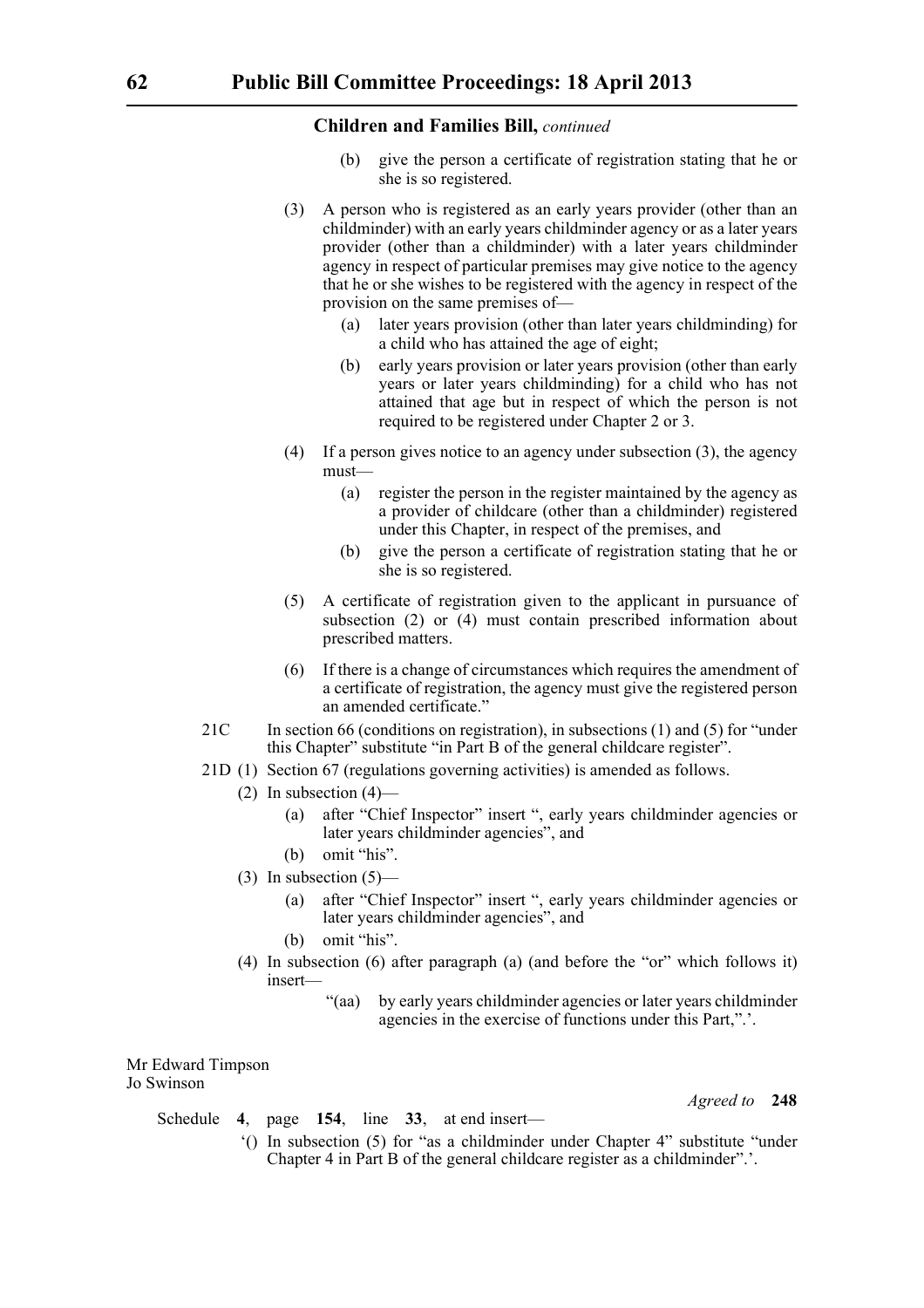**Children and Families Bill,** *continued*

(b) give the person a certificate of registration stating that he or she is so registered.

(3) A person who is registered as an early years provider (other than an childminder) with an early years childminder agency or as a later years provider (other than a childminder) with a later years childminder agency in respect of particular premises may give notice to the agency that he or she wishes to be registered with the agency in respect of the provision on the same premises of—

(a) later years provision (other than later years childminding) for a child who has attained the age of eight;

(b) early years provision or later years provision (other than early years or later years childminding) for a child who has not attained that age but in respect of which the person is not required to be registered under Chapter 2 or 3.

(4) If a person gives notice to an agency under subsection (3), the agency must—

(a) register the person in the register maintained by the agency as a provider of childcare (other than a childminder) registered under this Chapter, in respect of the premises, and

(b) give the person a certificate of registration stating that he or she is so registered.

(5) A certificate of registration given to the applicant in pursuance of subsection (2) or (4) must contain prescribed information about prescribed matters.

(6) If there is a change of circumstances which requires the amendment of a certificate of registration, the agency must give the registered person an amended certificate."

21C In section 66 (conditions on registration), in subsections (1) and (5) for "under this Chapter" substitute "in Part B of the general childcare register".

21D (1) Section 67 (regulations governing activities) is amended as follows.

(2) In subsection (4)—

(a) after "Chief Inspector" insert ", early years childminder agencies or later years childminder agencies", and

(b) omit "his".

(3) In subsection (5)—

(a) after "Chief Inspector" insert ", early years childminder agencies or later years childminder agencies", and

(b) omit "his".

(4) In subsection (6) after paragraph (a) (and before the "or" which follows it) insert—

"(aa) by early years childminder agencies or later years childminder agencies in the exercise of functions under this Part,".'.

Mr Edward Timpson
Jo Swinson

*Agreed to* **248**

Schedule **4**, page **154**, line **33**, at end insert—

'() In subsection (5) for "as a childminder under Chapter 4" substitute "under Chapter 4 in Part B of the general childcare register as a childminder".'.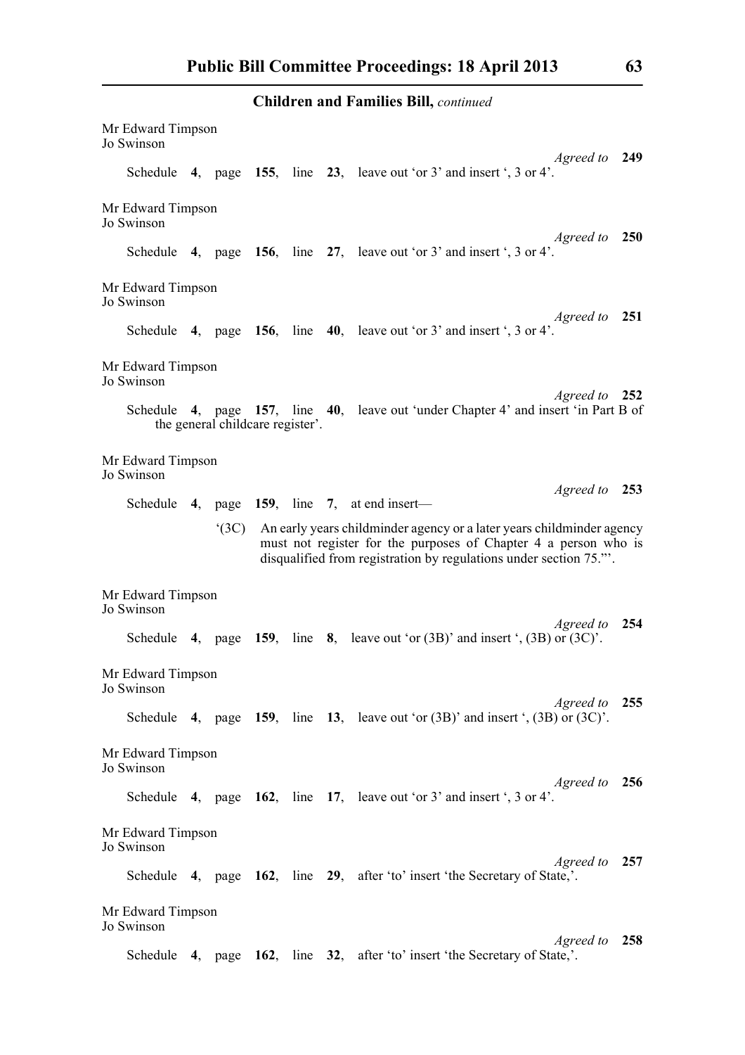## Children and Families Bill, *continued*

Mr Edward Timpson
Jo Swinson

*Agreed to* **249**

Schedule **4**, page **155**, line **23**, leave out 'or 3' and insert ', 3 or 4'.

Mr Edward Timpson
Jo Swinson

*Agreed to* **250**

Schedule **4**, page **156**, line **27**, leave out 'or 3' and insert ', 3 or 4'.

Mr Edward Timpson
Jo Swinson

*Agreed to* **251**

Schedule **4**, page **156**, line **40**, leave out 'or 3' and insert ', 3 or 4'.

Mr Edward Timpson
Jo Swinson

*Agreed to* **252**

Schedule **4**, page **157**, line **40**, leave out 'under Chapter 4' and insert 'in Part B of the general childcare register'.

Mr Edward Timpson
Jo Swinson

*Agreed to* **253**

Schedule **4**, page **159**, line **7**, at end insert—

'(3C) An early years childminder agency or a later years childminder agency must not register for the purposes of Chapter 4 a person who is disqualified from registration by regulations under section 75."'.

Mr Edward Timpson
Jo Swinson

*Agreed to* **254**

Schedule **4**, page **159**, line **8**, leave out 'or (3B)' and insert ', (3B) or (3C)'.

Mr Edward Timpson
Jo Swinson

*Agreed to* **255**

Schedule **4**, page **159**, line **13**, leave out 'or (3B)' and insert ', (3B) or (3C)'.

Mr Edward Timpson
Jo Swinson

*Agreed to* **256**

Schedule **4**, page **162**, line **17**, leave out 'or 3' and insert ', 3 or 4'.

Mr Edward Timpson
Jo Swinson

*Agreed to* **257**

Schedule **4**, page **162**, line **29**, after 'to' insert 'the Secretary of State,'.

Mr Edward Timpson
Jo Swinson

*Agreed to* **258**

Schedule **4**, page **162**, line **32**, after 'to' insert 'the Secretary of State,'.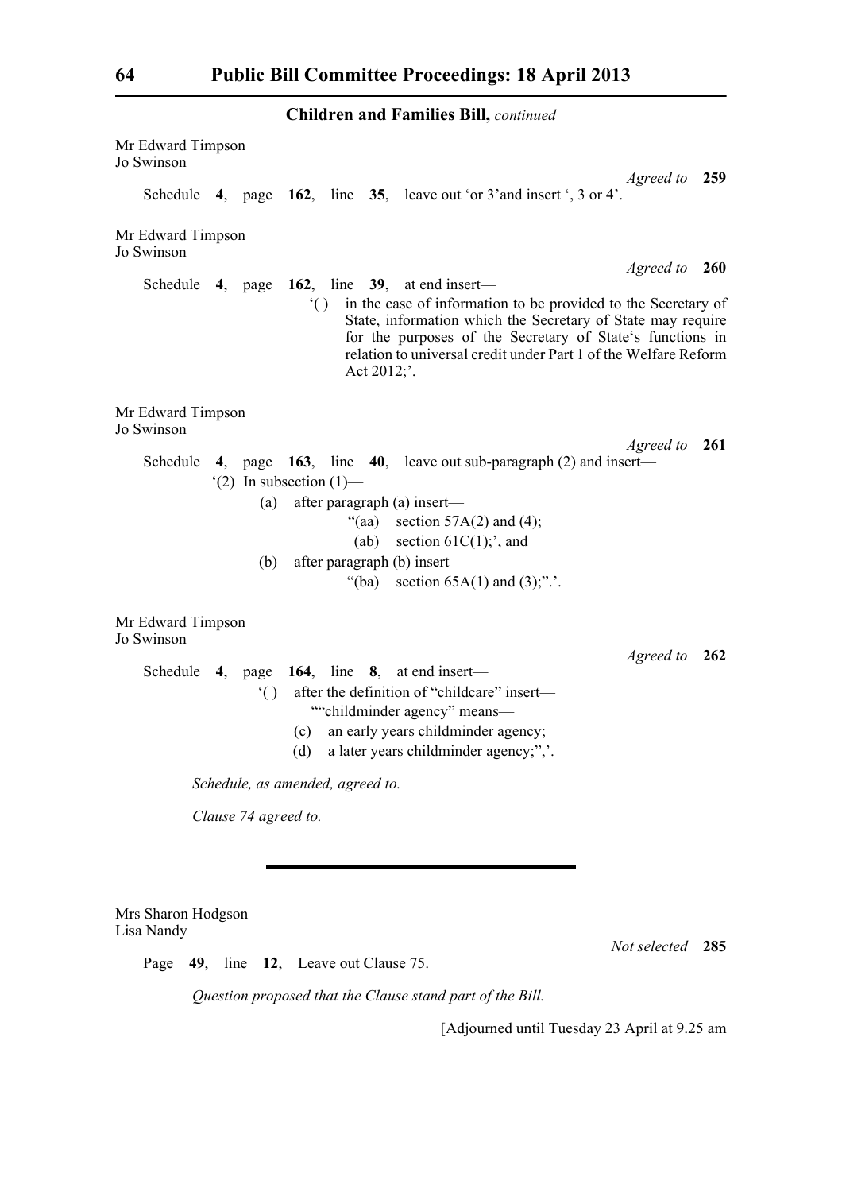**Children and Families Bill,** *continued*

Mr Edward Timpson
Jo Swinson

*Agreed to* **259**

Schedule **4**, page **162**, line **35**, leave out 'or 3'and insert ', 3 or 4'.

Mr Edward Timpson
Jo Swinson

*Agreed to* **260**

Schedule **4**, page **162**, line **39**, at end insert—

'( ) in the case of information to be provided to the Secretary of State, information which the Secretary of State may require for the purposes of the Secretary of State's functions in relation to universal credit under Part 1 of the Welfare Reform Act 2012;'.

Mr Edward Timpson
Jo Swinson

*Agreed to* **261**

Schedule **4**, page **163**, line **40**, leave out sub-paragraph (2) and insert—

'(2) In subsection (1)—

(a) after paragraph (a) insert—

"(aa) section 57A(2) and (4);

(ab) section 61C(1);', and

(b) after paragraph (b) insert—

"(ba) section 65A(1) and (3);".'.

Mr Edward Timpson
Jo Swinson

*Agreed to* **262**

Schedule **4**, page **164**, line **8**, at end insert—

'( ) after the definition of "childcare" insert—

""childminder agency" means—

(c) an early years childminder agency;

(d) a later years childminder agency;",'.

*Schedule, as amended, agreed to.*

*Clause 74 agreed to.*

---

Mrs Sharon Hodgson
Lisa Nandy

*Not selected* **285**

Page **49**, line **12**, Leave out Clause 75.

*Question proposed that the Clause stand part of the Bill.*

[Adjourned until Tuesday 23 April at 9.25 am